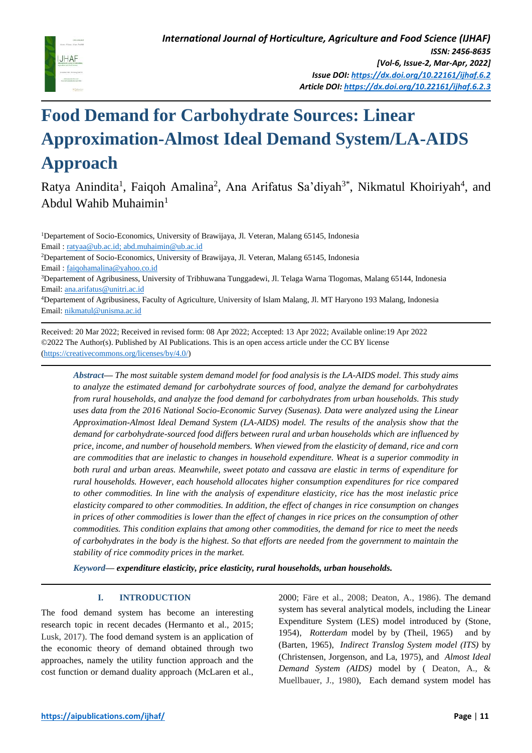# Food Demand for Carbohydrate Sources: Linear Approximation-Almost Ideal Demand System/LA-AIDS Approach

Ratya Anindita[1], Faiqoh Amalina[2], Ana Arifatus Sa'diyah[3*], Nikmatul Khoiriyah[4], and Abdul Wahib Muhaimin[1]

[1]Departement of Socio-Economics, University of Brawijaya, Jl. Veteran, Malang 65145, Indonesia
Email : ratyaa@ub.ac.id; abd.muhaimin@ub.ac.id

[2]Departement of Socio-Economics, University of Brawijaya, Jl. Veteran, Malang 65145, Indonesia
Email : faiqohamalina@yahoo.co.id

[3]Departement of Agribusiness, University of Tribhuwana Tunggadewi, Jl. Telaga Warna Tlogomas, Malang 65144, Indonesia
Email: ana.arifatus@unitri.ac.id

[4]Departement of Agribusiness, Faculty of Agriculture, University of Islam Malang, Jl. MT Haryono 193 Malang, Indonesia
Email: nikmatul@unisma.ac.id

Received: 20 Mar 2022; Received in revised form: 08 Apr 2022; Accepted: 13 Apr 2022; Available online:19 Apr 2022
©2022 The Author(s). Published by AI Publications. This is an open access article under the CC BY license (https://creativecommons.org/licenses/by/4.0/)

***Abstract***— *The most suitable system demand model for food analysis is the LA-AIDS model. This study aims to analyze the estimated demand for carbohydrate sources of food, analyze the demand for carbohydrates from rural households, and analyze the food demand for carbohydrates from urban households. This study uses data from the 2016 National Socio-Economic Survey (Susenas). Data were analyzed using the Linear Approximation-Almost Ideal Demand System (LA-AIDS) model. The results of the analysis show that the demand for carbohydrate-sourced food differs between rural and urban households which are influenced by price, income, and number of household members. When viewed from the elasticity of demand, rice and corn are commodities that are inelastic to changes in household expenditure. Wheat is a superior commodity in both rural and urban areas. Meanwhile, sweet potato and cassava are elastic in terms of expenditure for rural households. However, each household allocates higher consumption expenditures for rice compared to other commodities. In line with the analysis of expenditure elasticity, rice has the most inelastic price elasticity compared to other commodities. In addition, the effect of changes in rice consumption on changes in prices of other commodities is lower than the effect of changes in rice prices on the consumption of other commodities. This condition explains that among other commodities, the demand for rice to meet the needs of carbohydrates in the body is the highest. So that efforts are needed from the government to maintain the stability of rice commodity prices in the market.*

***Keyword***— ***expenditure elasticity, price elasticity, rural households, urban households.***

## I. INTRODUCTION

The food demand system has become an interesting research topic in recent decades (Hermanto et al., 2015; Lusk, 2017). The food demand system is an application of the economic theory of demand obtained through two approaches, namely the utility function approach and the cost function or demand duality approach (McLaren et al., 2000; Färe et al., 2008; Deaton, A., 1986). The demand system has several analytical models, including the Linear Expenditure System (LES) model introduced by (Stone, 1954), *Rotterdam* model by by (Theil, 1965) and by (Barten, 1965), *Indirect Translog System model (ITS)* by (Christensen, Jorgenson, and La, 1975), and *Almost Ideal Demand System (AIDS)* model by ( Deaton, A., & Muellbauer, J., 1980), Each demand system model has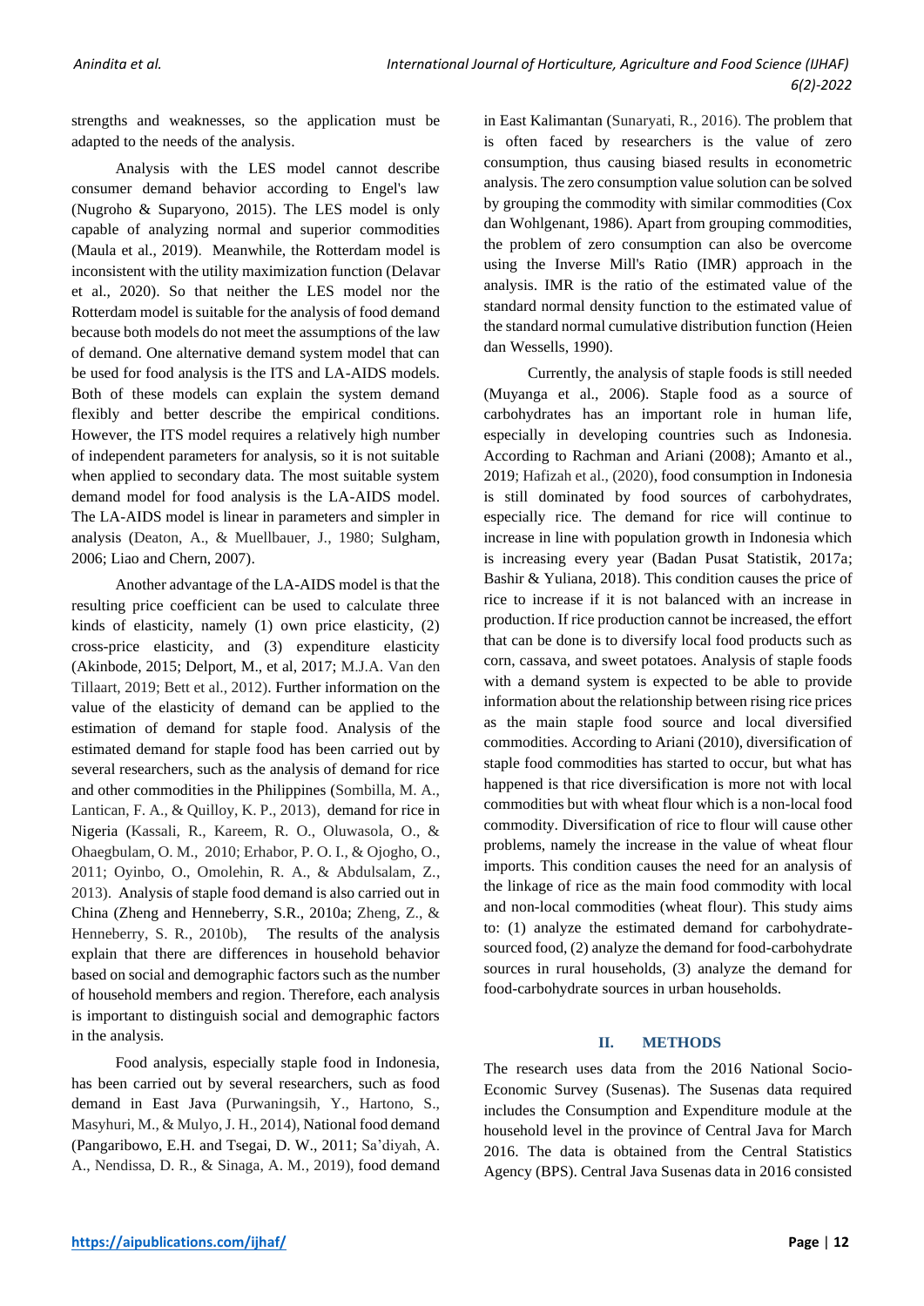strengths and weaknesses, so the application must be adapted to the needs of the analysis.

Analysis with the LES model cannot describe consumer demand behavior according to Engel's law (Nugroho & Suparyono, 2015). The LES model is only capable of analyzing normal and superior commodities (Maula et al., 2019). Meanwhile, the Rotterdam model is inconsistent with the utility maximization function (Delavar et al., 2020). So that neither the LES model nor the Rotterdam model is suitable for the analysis of food demand because both models do not meet the assumptions of the law of demand. One alternative demand system model that can be used for food analysis is the ITS and LA-AIDS models. Both of these models can explain the system demand flexibly and better describe the empirical conditions. However, the ITS model requires a relatively high number of independent parameters for analysis, so it is not suitable when applied to secondary data. The most suitable system demand model for food analysis is the LA-AIDS model. The LA-AIDS model is linear in parameters and simpler in analysis (Deaton, A., & Muellbauer, J., 1980; Sulgham, 2006; Liao and Chern, 2007).

Another advantage of the LA-AIDS model is that the resulting price coefficient can be used to calculate three kinds of elasticity, namely (1) own price elasticity, (2) cross-price elasticity, and (3) expenditure elasticity (Akinbode, 2015; Delport, M., et al, 2017; M.J.A. Van den Tillaart, 2019; Bett et al., 2012). Further information on the value of the elasticity of demand can be applied to the estimation of demand for staple food. Analysis of the estimated demand for staple food has been carried out by several researchers, such as the analysis of demand for rice and other commodities in the Philippines (Sombilla, M. A., Lantican, F. A., & Quilloy, K. P., 2013), demand for rice in Nigeria (Kassali, R., Kareem, R. O., Oluwasola, O., & Ohaegbulam, O. M., 2010; Erhabor, P. O. I., & Ojogho, O., 2011; Oyinbo, O., Omolehin, R. A., & Abdulsalam, Z., 2013). Analysis of staple food demand is also carried out in China (Zheng and Henneberry, S.R., 2010a; Zheng, Z., & Henneberry, S. R., 2010b), The results of the analysis explain that there are differences in household behavior based on social and demographic factors such as the number of household members and region. Therefore, each analysis is important to distinguish social and demographic factors in the analysis.

Food analysis, especially staple food in Indonesia, has been carried out by several researchers, such as food demand in East Java (Purwaningsih, Y., Hartono, S., Masyhuri, M., & Mulyo, J. H., 2014), National food demand (Pangaribowo, E.H. and Tsegai, D. W., 2011; Sa'diyah, A. A., Nendissa, D. R., & Sinaga, A. M., 2019), food demand in East Kalimantan (Sunaryati, R., 2016). The problem that is often faced by researchers is the value of zero consumption, thus causing biased results in econometric analysis. The zero consumption value solution can be solved by grouping the commodity with similar commodities (Cox dan Wohlgenant, 1986). Apart from grouping commodities, the problem of zero consumption can also be overcome using the Inverse Mill's Ratio (IMR) approach in the analysis. IMR is the ratio of the estimated value of the standard normal density function to the estimated value of the standard normal cumulative distribution function (Heien dan Wessells, 1990).

Currently, the analysis of staple foods is still needed (Muyanga et al., 2006). Staple food as a source of carbohydrates has an important role in human life, especially in developing countries such as Indonesia. According to Rachman and Ariani (2008); Amanto et al., 2019; Hafizah et al., (2020), food consumption in Indonesia is still dominated by food sources of carbohydrates, especially rice. The demand for rice will continue to increase in line with population growth in Indonesia which is increasing every year (Badan Pusat Statistik, 2017a; Bashir & Yuliana, 2018). This condition causes the price of rice to increase if it is not balanced with an increase in production. If rice production cannot be increased, the effort that can be done is to diversify local food products such as corn, cassava, and sweet potatoes. Analysis of staple foods with a demand system is expected to be able to provide information about the relationship between rising rice prices as the main staple food source and local diversified commodities. According to Ariani (2010), diversification of staple food commodities has started to occur, but what has happened is that rice diversification is more not with local commodities but with wheat flour which is a non-local food commodity. Diversification of rice to flour will cause other problems, namely the increase in the value of wheat flour imports. This condition causes the need for an analysis of the linkage of rice as the main food commodity with local and non-local commodities (wheat flour). This study aims to: (1) analyze the estimated demand for carbohydrate-sourced food, (2) analyze the demand for food-carbohydrate sources in rural households, (3) analyze the demand for food-carbohydrate sources in urban households.

## II. METHODS

The research uses data from the 2016 National Socio-Economic Survey (Susenas). The Susenas data required includes the Consumption and Expenditure module at the household level in the province of Central Java for March 2016. The data is obtained from the Central Statistics Agency (BPS). Central Java Susenas data in 2016 consisted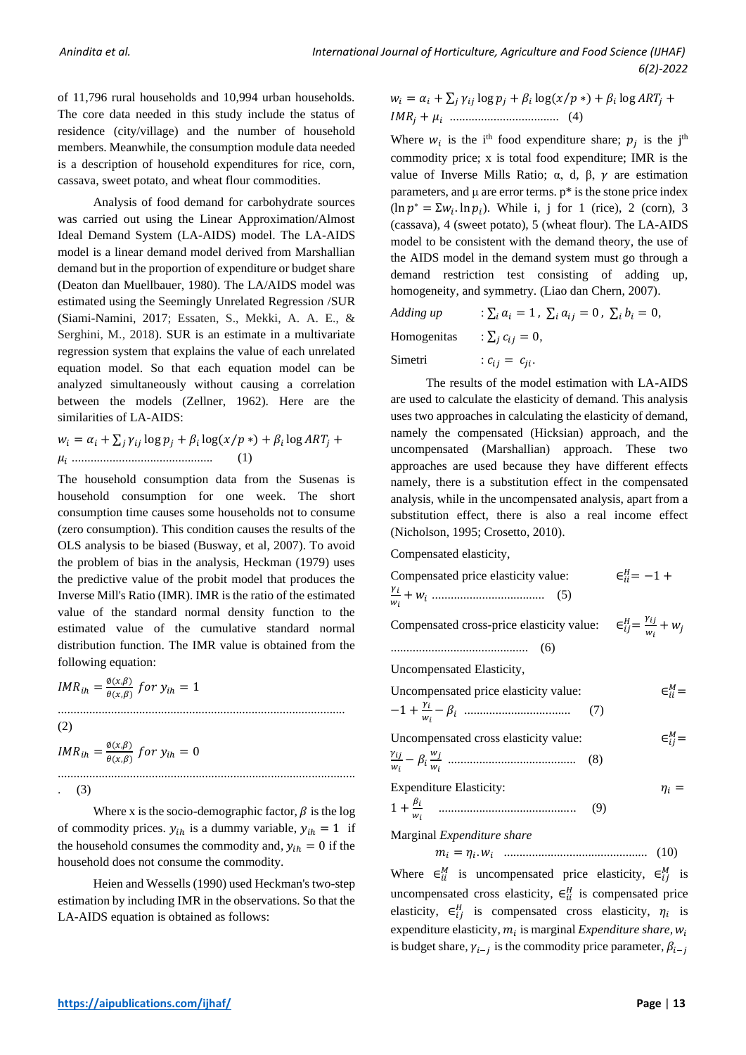of 11,796 rural households and 10,994 urban households. The core data needed in this study include the status of residence (city/village) and the number of household members. Meanwhile, the consumption module data needed is a description of household expenditures for rice, corn, cassava, sweet potato, and wheat flour commodities.

Analysis of food demand for carbohydrate sources was carried out using the Linear Approximation/Almost Ideal Demand System (LA-AIDS) model. The LA-AIDS model is a linear demand model derived from Marshallian demand but in the proportion of expenditure or budget share (Deaton dan Muellbauer, 1980). The LA/AIDS model was estimated using the Seemingly Unrelated Regression /SUR (Siami-Namini, 2017; Essaten, S., Mekki, A. A. E., & Serghini, M., 2018). SUR is an estimate in a multivariate regression system that explains the value of each unrelated equation model. So that each equation model can be analyzed simultaneously without causing a correlation between the models (Zellner, 1962). Here are the similarities of LA-AIDS:

$$w_i = \alpha_i + \sum_j \gamma_{ij} \log p_j + \beta_i \log(x/p*) + \beta_i \log ART_j + \mu_i \quad (1)$$

The household consumption data from the Susenas is household consumption for one week. The short consumption time causes some households not to consume (zero consumption). This condition causes the results of the OLS analysis to be biased (Busway, et al, 2007). To avoid the problem of bias in the analysis, Heckman (1979) uses the predictive value of the probit model that produces the Inverse Mill's Ratio (IMR). IMR is the ratio of the estimated value of the standard normal density function to the estimated value of the cumulative standard normal distribution function. The IMR value is obtained from the following equation:

$$IMR_{ih} = \frac{\emptyset(x,\beta)}{\theta(x,\beta)} \; for \; y_{ih} = 1 \quad (2)$$

$$IMR_{ih} = \frac{\emptyset(x,\beta)}{\theta(x,\beta)} \; for \; y_{ih} = 0 \quad (3)$$

Where x is the socio-demographic factor, $\beta$ is the log of commodity prices. $y_{ih}$ is a dummy variable, $y_{ih} = 1$ if the household consumes the commodity and, $y_{ih} = 0$ if the household does not consume the commodity.

Heien and Wessells (1990) used Heckman's two-step estimation by including IMR in the observations. So that the LA-AIDS equation is obtained as follows:

$$w_i = \alpha_i + \sum_j \gamma_{ij} \log p_j + \beta_i \log(x/p*) + \beta_i \log ART_j + IMR_j + \mu_i \quad (4)$$

Where $w_i$ is the i[th] food expenditure share; $p_j$ is the j[th] commodity price; x is total food expenditure; IMR is the value of Inverse Mills Ratio; α, d, β, $\gamma$ are estimation parameters, and µ are error terms. p* is the stone price index ($\ln p^* = \Sigma w_i . \ln p_i$). While i, j for 1 (rice), 2 (corn), 3 (cassava), 4 (sweet potato), 5 (wheat flour). The LA-AIDS model to be consistent with the demand theory, the use of the AIDS model in the demand system must go through a demand restriction test consisting of adding up, homogeneity, and symmetry. (Liao dan Chern, 2007).

*Adding up* : $\sum_i a_i = 1$, $\sum_i a_{ij} = 0$, $\sum_i b_i = 0$,

Homogenitas : $\sum_j c_{ij} = 0$,

Simetri : $c_{ij} = c_{ji}$.

The results of the model estimation with LA-AIDS are used to calculate the elasticity of demand. This analysis uses two approaches in calculating the elasticity of demand, namely the compensated (Hicksian) approach, and the uncompensated (Marshallian) approach. These two approaches are used because they have different effects namely, there is a substitution effect in the compensated analysis, while in the uncompensated analysis, apart from a substitution effect, there is also a real income effect (Nicholson, 1995; Crosetto, 2010).

Compensated elasticity,

Compensated price elasticity value: $$\epsilon_{ii}^{H} = -1 + \frac{\gamma_i}{w_i} + w_i \quad (5)$$

Compensated cross-price elasticity value: $$\epsilon_{ij}^{H} = \frac{\gamma_{ij}}{w_i} + w_j \quad (6)$$

Uncompensated Elasticity,

Uncompensated price elasticity value: $$\epsilon_{ii}^{M} = -1 + \frac{\gamma_i}{w_i} - \beta_i \quad (7)$$

Uncompensated cross elasticity value: $$\epsilon_{ij}^{M} = \frac{\gamma_{ij}}{w_i} - \beta_i \frac{w_j}{w_i} \quad (8)$$

Expenditure Elasticity: $$\eta_i = 1 + \frac{\beta_i}{w_i} \quad (9)$$

Marginal *Expenditure share*

$$m_i = \eta_i . w_i \quad (10)$$

Where $\epsilon_{ii}^{M}$ is uncompensated price elasticity, $\epsilon_{ij}^{M}$ is uncompensated cross elasticity, $\epsilon_{ii}^{H}$ is compensated price elasticity, $\epsilon_{ij}^{H}$ is compensated cross elasticity, $\eta_i$ is expenditure elasticity, $m_i$ is marginal *Expenditure share*, $w_i$ is budget share, $\gamma_{i-j}$ is the commodity price parameter, $\beta_{i-j}$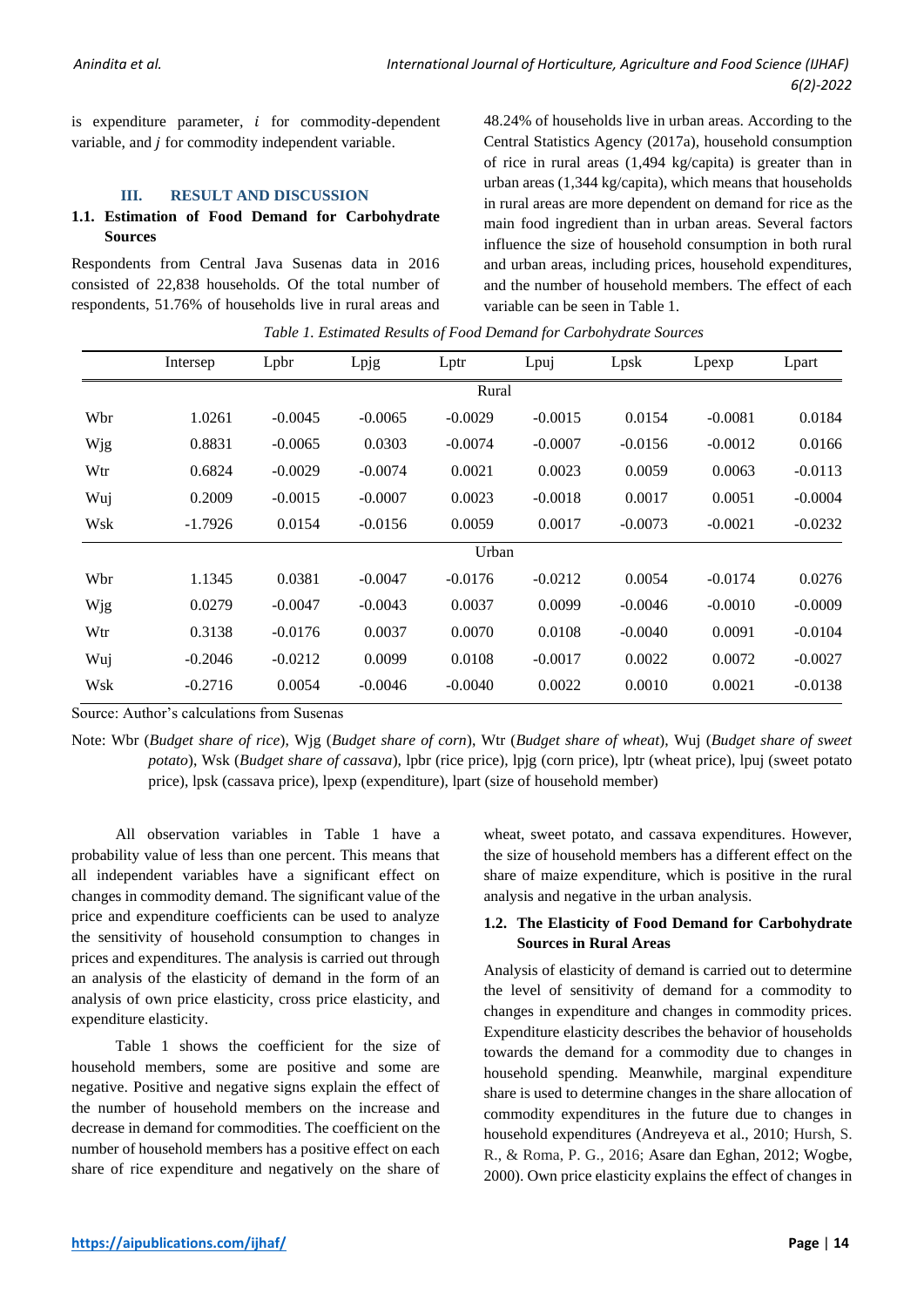is expenditure parameter, $i$ for commodity-dependent variable, and $j$ for commodity independent variable.

## III. RESULT AND DISCUSSION

### 1.1. Estimation of Food Demand for Carbohydrate Sources

Respondents from Central Java Susenas data in 2016 consisted of 22,838 households. Of the total number of respondents, 51.76% of households live in rural areas and 48.24% of households live in urban areas. According to the Central Statistics Agency (2017a), household consumption of rice in rural areas (1,494 kg/capita) is greater than in urban areas (1,344 kg/capita), which means that households in rural areas are more dependent on demand for rice as the main food ingredient than in urban areas. Several factors influence the size of household consumption in both rural and urban areas, including prices, household expenditures, and the number of household members. The effect of each variable can be seen in Table 1.

*Table 1. Estimated Results of Food Demand for Carbohydrate Sources*

| | Intersep | Lpbr | Lpjg | Lptr | Lpuj | Lpsk | Lpexp | Lpart |
|---|---|---|---|---|---|---|---|---|
| | | | | Rural | | | | |
| Wbr | 1.0261 | -0.0045 | -0.0065 | -0.0029 | -0.0015 | 0.0154 | -0.0081 | 0.0184 |
| Wjg | 0.8831 | -0.0065 | 0.0303 | -0.0074 | -0.0007 | -0.0156 | -0.0012 | 0.0166 |
| Wtr | 0.6824 | -0.0029 | -0.0074 | 0.0021 | 0.0023 | 0.0059 | 0.0063 | -0.0113 |
| Wuj | 0.2009 | -0.0015 | -0.0007 | 0.0023 | -0.0018 | 0.0017 | 0.0051 | -0.0004 |
| Wsk | -1.7926 | 0.0154 | -0.0156 | 0.0059 | 0.0017 | -0.0073 | -0.0021 | -0.0232 |
| | | | | Urban | | | | |
| Wbr | 1.1345 | 0.0381 | -0.0047 | -0.0176 | -0.0212 | 0.0054 | -0.0174 | 0.0276 |
| Wjg | 0.0279 | -0.0047 | -0.0043 | 0.0037 | 0.0099 | -0.0046 | -0.0010 | -0.0009 |
| Wtr | 0.3138 | -0.0176 | 0.0037 | 0.0070 | 0.0108 | -0.0040 | 0.0091 | -0.0104 |
| Wuj | -0.2046 | -0.0212 | 0.0099 | 0.0108 | -0.0017 | 0.0022 | 0.0072 | -0.0027 |
| Wsk | -0.2716 | 0.0054 | -0.0046 | -0.0040 | 0.0022 | 0.0010 | 0.0021 | -0.0138 |

Source: Author's calculations from Susenas

Note: Wbr (*Budget share of rice*), Wjg (*Budget share of corn*), Wtr (*Budget share of wheat*), Wuj (*Budget share of sweet potato*), Wsk (*Budget share of cassava*), lpbr (rice price), lpjg (corn price), lptr (wheat price), lpuj (sweet potato price), lpsk (cassava price), lpexp (expenditure), lpart (size of household member)

All observation variables in Table 1 have a probability value of less than one percent. This means that all independent variables have a significant effect on changes in commodity demand. The significant value of the price and expenditure coefficients can be used to analyze the sensitivity of household consumption to changes in prices and expenditures. The analysis is carried out through an analysis of the elasticity of demand in the form of an analysis of own price elasticity, cross price elasticity, and expenditure elasticity.

Table 1 shows the coefficient for the size of household members, some are positive and some are negative. Positive and negative signs explain the effect of the number of household members on the increase and decrease in demand for commodities. The coefficient on the number of household members has a positive effect on each share of rice expenditure and negatively on the share of wheat, sweet potato, and cassava expenditures. However, the size of household members has a different effect on the share of maize expenditure, which is positive in the rural analysis and negative in the urban analysis.

### 1.2. The Elasticity of Food Demand for Carbohydrate Sources in Rural Areas

Analysis of elasticity of demand is carried out to determine the level of sensitivity of demand for a commodity to changes in expenditure and changes in commodity prices. Expenditure elasticity describes the behavior of households towards the demand for a commodity due to changes in household spending. Meanwhile, marginal expenditure share is used to determine changes in the share allocation of commodity expenditures in the future due to changes in household expenditures (Andreyeva et al., 2010; Hursh, S. R., & Roma, P. G., 2016; Asare dan Eghan, 2012; Wogbe, 2000). Own price elasticity explains the effect of changes in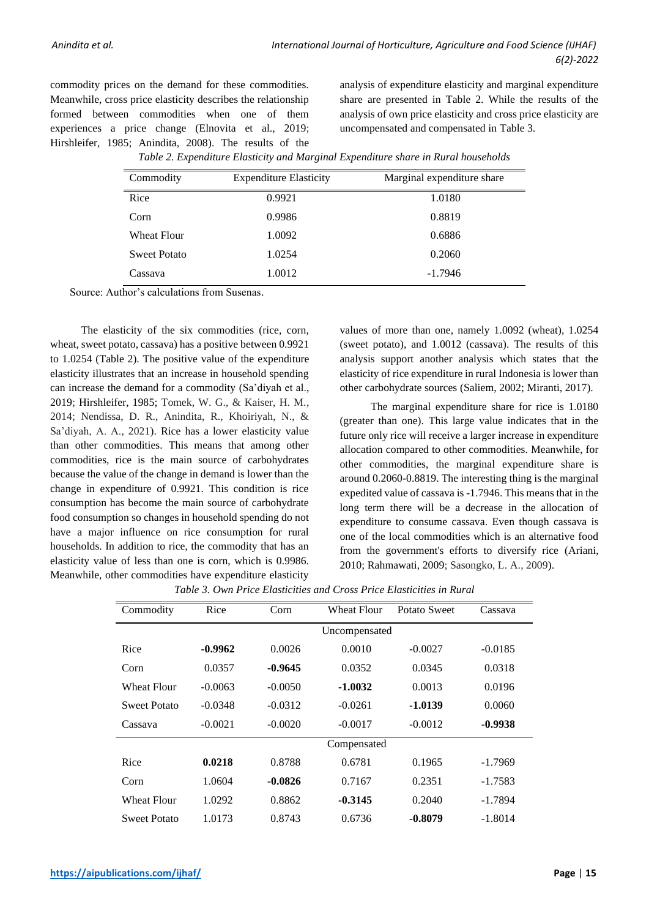commodity prices on the demand for these commodities. Meanwhile, cross price elasticity describes the relationship formed between commodities when one of them experiences a price change (Elnovita et al., 2019; Hirshleifer, 1985; Anindita, 2008). The results of the analysis of expenditure elasticity and marginal expenditure share are presented in Table 2. While the results of the analysis of own price elasticity and cross price elasticity are uncompensated and compensated in Table 3.

*Table 2. Expenditure Elasticity and Marginal Expenditure share in Rural households*

| Commodity | Expenditure Elasticity | Marginal expenditure share |
|---|---|---|
| Rice | 0.9921 | 1.0180 |
| Corn | 0.9986 | 0.8819 |
| Wheat Flour | 1.0092 | 0.6886 |
| Sweet Potato | 1.0254 | 0.2060 |
| Cassava | 1.0012 | -1.7946 |

Source: Author's calculations from Susenas.

The elasticity of the six commodities (rice, corn, wheat, sweet potato, cassava) has a positive between 0.9921 to 1.0254 (Table 2). The positive value of the expenditure elasticity illustrates that an increase in household spending can increase the demand for a commodity (Sa'diyah et al., 2019; Hirshleifer, 1985; Tomek, W. G., & Kaiser, H. M., 2014; Nendissa, D. R., Anindita, R., Khoiriyah, N., & Sa'diyah, A. A., 2021). Rice has a lower elasticity value than other commodities. This means that among other commodities, rice is the main source of carbohydrates because the value of the change in demand is lower than the change in expenditure of 0.9921. This condition is rice consumption has become the main source of carbohydrate food consumption so changes in household spending do not have a major influence on rice consumption for rural households. In addition to rice, the commodity that has an elasticity value of less than one is corn, which is 0.9986. Meanwhile, other commodities have expenditure elasticity values of more than one, namely 1.0092 (wheat), 1.0254 (sweet potato), and 1.0012 (cassava). The results of this analysis support another analysis which states that the elasticity of rice expenditure in rural Indonesia is lower than other carbohydrate sources (Saliem, 2002; Miranti, 2017).

The marginal expenditure share for rice is 1.0180 (greater than one). This large value indicates that in the future only rice will receive a larger increase in expenditure allocation compared to other commodities. Meanwhile, for other commodities, the marginal expenditure share is around 0.2060-0.8819. The interesting thing is the marginal expedited value of cassava is -1.7946. This means that in the long term there will be a decrease in the allocation of expenditure to consume cassava. Even though cassava is one of the local commodities which is an alternative food from the government's efforts to diversify rice (Ariani, 2010; Rahmawati, 2009; Sasongko, L. A., 2009).

*Table 3. Own Price Elasticities and Cross Price Elasticities in Rural*

| Commodity | Rice | Corn | Wheat Flour | Potato Sweet | Cassava |
|---|---|---|---|---|---|
| | | | Uncompensated | | |
| Rice | **-0.9962** | 0.0026 | 0.0010 | -0.0027 | -0.0185 |
| Corn | 0.0357 | **-0.9645** | 0.0352 | 0.0345 | 0.0318 |
| Wheat Flour | -0.0063 | -0.0050 | **-1.0032** | 0.0013 | 0.0196 |
| Sweet Potato | -0.0348 | -0.0312 | -0.0261 | **-1.0139** | 0.0060 |
| Cassava | -0.0021 | -0.0020 | -0.0017 | -0.0012 | **-0.9938** |
| | | | Compensated | | |
| Rice | **0.0218** | 0.8788 | 0.6781 | 0.1965 | -1.7969 |
| Corn | 1.0604 | **-0.0826** | 0.7167 | 0.2351 | -1.7583 |
| Wheat Flour | 1.0292 | 0.8862 | **-0.3145** | 0.2040 | -1.7894 |
| Sweet Potato | 1.0173 | 0.8743 | 0.6736 | **-0.8079** | -1.8014 |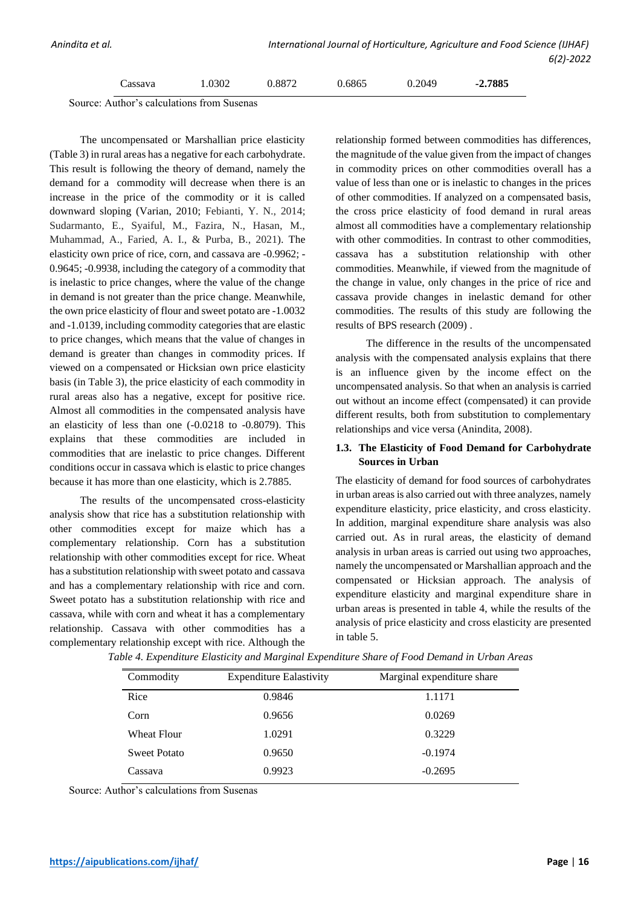| Cassava | 1.0302 | 0.8872 | 0.6865 | 0.2049 | **-2.7885** |
|---|---|---|---|---|---|

Source: Author's calculations from Susenas

The uncompensated or Marshallian price elasticity (Table 3) in rural areas has a negative for each carbohydrate. This result is following the theory of demand, namely the demand for a commodity will decrease when there is an increase in the price of the commodity or it is called downward sloping (Varian, 2010; Febianti, Y. N., 2014; Sudarmanto, E., Syaiful, M., Fazira, N., Hasan, M., Muhammad, A., Faried, A. I., & Purba, B., 2021). The elasticity own price of rice, corn, and cassava are -0.9962; -0.9645; -0.9938, including the category of a commodity that is inelastic to price changes, where the value of the change in demand is not greater than the price change. Meanwhile, the own price elasticity of flour and sweet potato are -1.0032 and -1.0139, including commodity categories that are elastic to price changes, which means that the value of changes in demand is greater than changes in commodity prices. If viewed on a compensated or Hicksian own price elasticity basis (in Table 3), the price elasticity of each commodity in rural areas also has a negative, except for positive rice. Almost all commodities in the compensated analysis have an elasticity of less than one (-0.0218 to -0.8079). This explains that these commodities are included in commodities that are inelastic to price changes. Different conditions occur in cassava which is elastic to price changes because it has more than one elasticity, which is 2.7885.

The results of the uncompensated cross-elasticity analysis show that rice has a substitution relationship with other commodities except for maize which has a complementary relationship. Corn has a substitution relationship with other commodities except for rice. Wheat has a substitution relationship with sweet potato and cassava and has a complementary relationship with rice and corn. Sweet potato has a substitution relationship with rice and cassava, while with corn and wheat it has a complementary relationship. Cassava with other commodities has a complementary relationship except with rice. Although the relationship formed between commodities has differences, the magnitude of the value given from the impact of changes in commodity prices on other commodities overall has a value of less than one or is inelastic to changes in the prices of other commodities. If analyzed on a compensated basis, the cross price elasticity of food demand in rural areas almost all commodities have a complementary relationship with other commodities. In contrast to other commodities, cassava has a substitution relationship with other commodities. Meanwhile, if viewed from the magnitude of the change in value, only changes in the price of rice and cassava provide changes in inelastic demand for other commodities. The results of this study are following the results of BPS research (2009) .

The difference in the results of the uncompensated analysis with the compensated analysis explains that there is an influence given by the income effect on the uncompensated analysis. So that when an analysis is carried out without an income effect (compensated) it can provide different results, both from substitution to complementary relationships and vice versa (Anindita, 2008).

### 1.3. The Elasticity of Food Demand for Carbohydrate Sources in Urban

The elasticity of demand for food sources of carbohydrates in urban areas is also carried out with three analyzes, namely expenditure elasticity, price elasticity, and cross elasticity. In addition, marginal expenditure share analysis was also carried out. As in rural areas, the elasticity of demand analysis in urban areas is carried out using two approaches, namely the uncompensated or Marshallian approach and the compensated or Hicksian approach. The analysis of expenditure elasticity and marginal expenditure share in urban areas is presented in table 4, while the results of the analysis of price elasticity and cross elasticity are presented in table 5.

*Table 4. Expenditure Elasticity and Marginal Expenditure Share of Food Demand in Urban Areas*

| Commodity | Expenditure Ealastivity | Marginal expenditure share |
|---|---|---|
| Rice | 0.9846 | 1.1171 |
| Corn | 0.9656 | 0.0269 |
| Wheat Flour | 1.0291 | 0.3229 |
| Sweet Potato | 0.9650 | -0.1974 |
| Cassava | 0.9923 | -0.2695 |

Source: Author's calculations from Susenas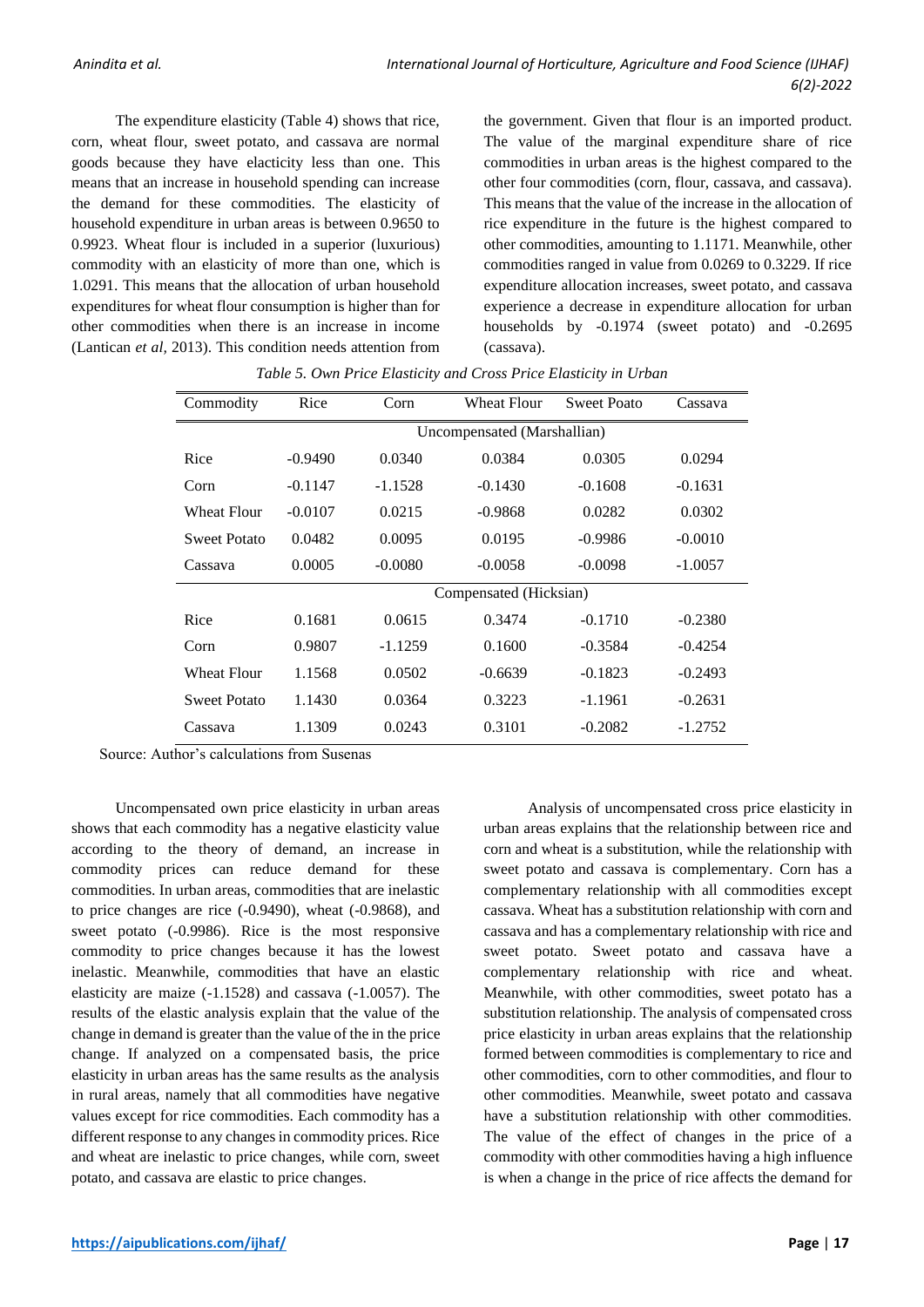The expenditure elasticity (Table 4) shows that rice, corn, wheat flour, sweet potato, and cassava are normal goods because they have electicity less than one. This means that an increase in household spending can increase the demand for these commodities. The elasticity of household expenditure in urban areas is between 0.9650 to 0.9923. Wheat flour is included in a superior (luxurious) commodity with an elasticity of more than one, which is 1.0291. This means that the allocation of urban household expenditures for wheat flour consumption is higher than for other commodities when there is an increase in income (Lantican *et al*, 2013). This condition needs attention from the government. Given that flour is an imported product. The value of the marginal expenditure share of rice commodities in urban areas is the highest compared to the other four commodities (corn, flour, cassava, and cassava). This means that the value of the increase in the allocation of rice expenditure in the future is the highest compared to other commodities, amounting to 1.1171. Meanwhile, other commodities ranged in value from 0.0269 to 0.3229. If rice expenditure allocation increases, sweet potato, and cassava experience a decrease in expenditure allocation for urban households by -0.1974 (sweet potato) and -0.2695 (cassava).

*Table 5. Own Price Elasticity and Cross Price Elasticity in Urban*

| Commodity | Rice | Corn | Wheat Flour | Sweet Poato | Cassava |
|---|---|---|---|---|---|
| | | | Uncompensated (Marshallian) | | |
| Rice | -0.9490 | 0.0340 | 0.0384 | 0.0305 | 0.0294 |
| Corn | -0.1147 | -1.1528 | -0.1430 | -0.1608 | -0.1631 |
| Wheat Flour | -0.0107 | 0.0215 | -0.9868 | 0.0282 | 0.0302 |
| Sweet Potato | 0.0482 | 0.0095 | 0.0195 | -0.9986 | -0.0010 |
| Cassava | 0.0005 | -0.0080 | -0.0058 | -0.0098 | -1.0057 |
| | | | Compensated (Hicksian) | | |
| Rice | 0.1681 | 0.0615 | 0.3474 | -0.1710 | -0.2380 |
| Corn | 0.9807 | -1.1259 | 0.1600 | -0.3584 | -0.4254 |
| Wheat Flour | 1.1568 | 0.0502 | -0.6639 | -0.1823 | -0.2493 |
| Sweet Potato | 1.1430 | 0.0364 | 0.3223 | -1.1961 | -0.2631 |
| Cassava | 1.1309 | 0.0243 | 0.3101 | -0.2082 | -1.2752 |

Source: Author's calculations from Susenas

Uncompensated own price elasticity in urban areas shows that each commodity has a negative elasticity value according to the theory of demand, an increase in commodity prices can reduce demand for these commodities. In urban areas, commodities that are inelastic to price changes are rice (-0.9490), wheat (-0.9868), and sweet potato (-0.9986). Rice is the most responsive commodity to price changes because it has the lowest inelastic. Meanwhile, commodities that have an elastic elasticity are maize (-1.1528) and cassava (-1.0057). The results of the elastic analysis explain that the value of the change in demand is greater than the value of the in the price change. If analyzed on a compensated basis, the price elasticity in urban areas has the same results as the analysis in rural areas, namely that all commodities have negative values except for rice commodities. Each commodity has a different response to any changes in commodity prices. Rice and wheat are inelastic to price changes, while corn, sweet potato, and cassava are elastic to price changes.

Analysis of uncompensated cross price elasticity in urban areas explains that the relationship between rice and corn and wheat is a substitution, while the relationship with sweet potato and cassava is complementary. Corn has a complementary relationship with all commodities except cassava. Wheat has a substitution relationship with corn and cassava and has a complementary relationship with rice and sweet potato. Sweet potato and cassava have a complementary relationship with rice and wheat. Meanwhile, with other commodities, sweet potato has a substitution relationship. The analysis of compensated cross price elasticity in urban areas explains that the relationship formed between commodities is complementary to rice and other commodities, corn to other commodities, and flour to other commodities. Meanwhile, sweet potato and cassava have a substitution relationship with other commodities. The value of the effect of changes in the price of a commodity with other commodities having a high influence is when a change in the price of rice affects the demand for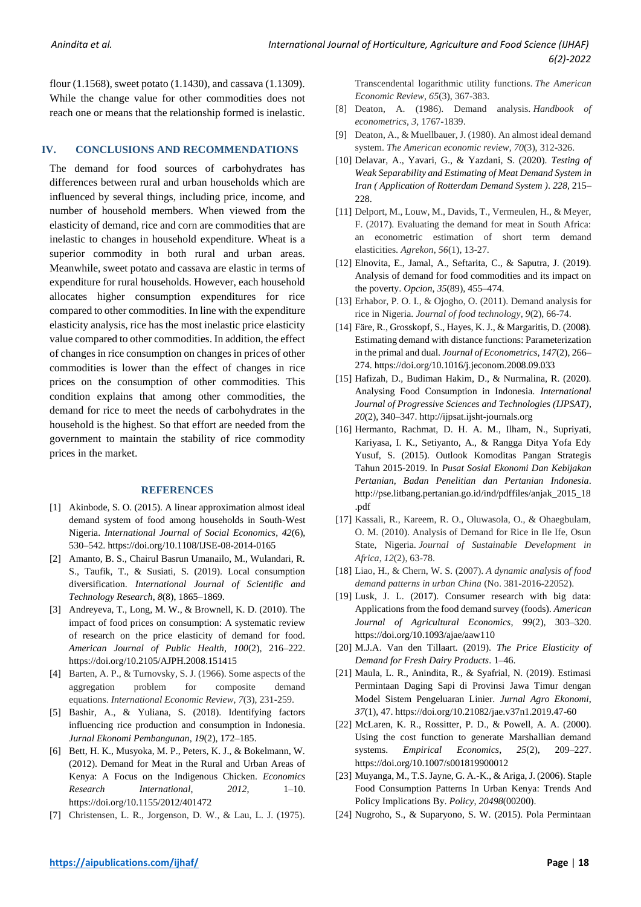flour (1.1568), sweet potato (1.1430), and cassava (1.1309). While the change value for other commodities does not reach one or means that the relationship formed is inelastic.

## IV. CONCLUSIONS AND RECOMMENDATIONS

The demand for food sources of carbohydrates has differences between rural and urban households which are influenced by several things, including price, income, and number of household members. When viewed from the elasticity of demand, rice and corn are commodities that are inelastic to changes in household expenditure. Wheat is a superior commodity in both rural and urban areas. Meanwhile, sweet potato and cassava are elastic in terms of expenditure for rural households. However, each household allocates higher consumption expenditures for rice compared to other commodities. In line with the expenditure elasticity analysis, rice has the most inelastic price elasticity value compared to other commodities. In addition, the effect of changes in rice consumption on changes in prices of other commodities is lower than the effect of changes in rice prices on the consumption of other commodities. This condition explains that among other commodities, the demand for rice to meet the needs of carbohydrates in the household is the highest. So that effort are needed from the government to maintain the stability of rice commodity prices in the market.

## REFERENCES

[1] Akinbode, S. O. (2015). A linear approximation almost ideal demand system of food among households in South-West Nigeria. *International Journal of Social Economics*, *42*(6), 530–542. https://doi.org/10.1108/IJSE-08-2014-0165

[2] Amanto, B. S., Chairul Basrun Umanailo, M., Wulandari, R. S., Taufik, T., & Susiati, S. (2019). Local consumption diversification. *International Journal of Scientific and Technology Research*, *8*(8), 1865–1869.

[3] Andreyeva, T., Long, M. W., & Brownell, K. D. (2010). The impact of food prices on consumption: A systematic review of research on the price elasticity of demand for food. *American Journal of Public Health*, *100*(2), 216–222. https://doi.org/10.2105/AJPH.2008.151415

[4] Barten, A. P., & Turnovsky, S. J. (1966). Some aspects of the aggregation problem for composite demand equations. *International Economic Review*, *7*(3), 231-259.

[5] Bashir, A., & Yuliana, S. (2018). Identifying factors influencing rice production and consumption in Indonesia. *Jurnal Ekonomi Pembangunan*, *19*(2), 172–185.

[6] Bett, H. K., Musyoka, M. P., Peters, K. J., & Bokelmann, W. (2012). Demand for Meat in the Rural and Urban Areas of Kenya: A Focus on the Indigenous Chicken. *Economics Research International*, *2012*, 1–10. https://doi.org/10.1155/2012/401472

[7] Christensen, L. R., Jorgenson, D. W., & Lau, L. J. (1975). Transcendental logarithmic utility functions. *The American Economic Review*, *65*(3), 367-383.

[8] Deaton, A. (1986). Demand analysis. *Handbook of econometrics*, *3*, 1767-1839.

[9] Deaton, A., & Muellbauer, J. (1980). An almost ideal demand system. *The American economic review*, *70*(3), 312-326.

[10] Delavar, A., Yavari, G., & Yazdani, S. (2020). *Testing of Weak Separability and Estimating of Meat Demand System in Iran ( Application of Rotterdam Demand System )*. *228*, 215–228.

[11] Delport, M., Louw, M., Davids, T., Vermeulen, H., & Meyer, F. (2017). Evaluating the demand for meat in South Africa: an econometric estimation of short term demand elasticities. *Agrekon*, *56*(1), 13-27.

[12] Elnovita, E., Jamal, A., Seftarita, C., & Saputra, J. (2019). Analysis of demand for food commodities and its impact on the poverty. *Opcion*, *35*(89), 455–474.

[13] Erhabor, P. O. I., & Ojogho, O. (2011). Demand analysis for rice in Nigeria. *Journal of food technology*, *9*(2), 66-74.

[14] Färe, R., Grosskopf, S., Hayes, K. J., & Margaritis, D. (2008). Estimating demand with distance functions: Parameterization in the primal and dual. *Journal of Econometrics*, *147*(2), 266–274. https://doi.org/10.1016/j.jeconom.2008.09.033

[15] Hafizah, D., Budiman Hakim, D., & Nurmalina, R. (2020). Analysing Food Consumption in Indonesia. *International Journal of Progressive Sciences and Technologies (IJPSAT)*, *20*(2), 340–347. http://ijpsat.ijsht-journals.org

[16] Hermanto, Rachmat, D. H. A. M., Ilham, N., Supriyati, Kariyasa, I. K., Setiyanto, A., & Rangga Ditya Yofa Edy Yusuf, S. (2015). Outlook Komoditas Pangan Strategis Tahun 2015-2019. In *Pusat Sosial Ekonomi Dan Kebijakan Pertanian, Badan Penelitian dan Pertanian Indonesia*. http://pse.litbang.pertanian.go.id/ind/pdffiles/anjak_2015_18.pdf

[17] Kassali, R., Kareem, R. O., Oluwasola, O., & Ohaegbulam, O. M. (2010). Analysis of Demand for Rice in Ile Ife, Osun State, Nigeria. *Journal of Sustainable Development in Africa*, *12*(2), 63-78.

[18] Liao, H., & Chern, W. S. (2007). *A dynamic analysis of food demand patterns in urban China* (No. 381-2016-22052).

[19] Lusk, J. L. (2017). Consumer research with big data: Applications from the food demand survey (foods). *American Journal of Agricultural Economics*, *99*(2), 303–320. https://doi.org/10.1093/ajae/aaw110

[20] M.J.A. Van den Tillaart. (2019). *The Price Elasticity of Demand for Fresh Dairy Products*. 1–46.

[21] Maula, L. R., Anindita, R., & Syafrial, N. (2019). Estimasi Permintaan Daging Sapi di Provinsi Jawa Timur dengan Model Sistem Pengeluaran Linier. *Jurnal Agro Ekonomi*, *37*(1), 47. https://doi.org/10.21082/jae.v37n1.2019.47-60

[22] McLaren, K. R., Rossitter, P. D., & Powell, A. A. (2000). Using the cost function to generate Marshallian demand systems. *Empirical Economics*, *25*(2), 209–227. https://doi.org/10.1007/s001819900012

[23] Muyanga, M., T.S. Jayne, G. A.-K., & Ariga, J. (2006). Staple Food Consumption Patterns In Urban Kenya: Trends And Policy Implications By. *Policy*, *20498*(00200).

[24] Nugroho, S., & Suparyono, S. W. (2015). Pola Permintaan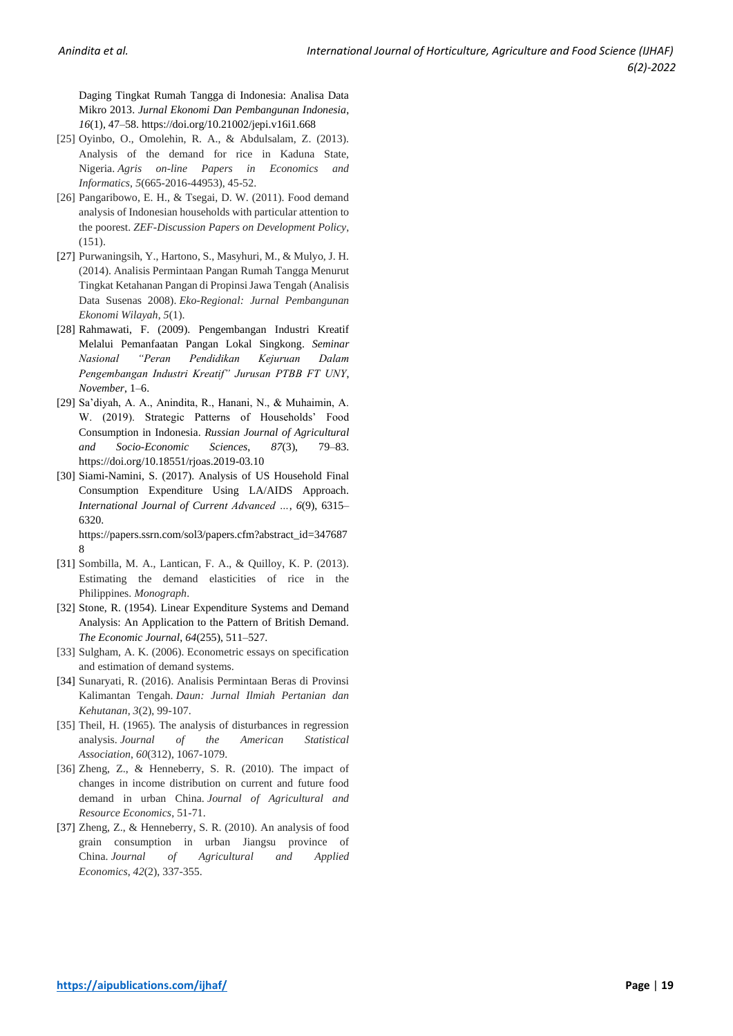Daging Tingkat Rumah Tangga di Indonesia: Analisa Data Mikro 2013. *Jurnal Ekonomi Dan Pembangunan Indonesia*, *16*(1), 47–58. https://doi.org/10.21002/jepi.v16i1.668

[25] Oyinbo, O., Omolehin, R. A., & Abdulsalam, Z. (2013). Analysis of the demand for rice in Kaduna State, Nigeria. *Agris on-line Papers in Economics and Informatics*, *5*(665-2016-44953), 45-52.

[26] Pangaribowo, E. H., & Tsegai, D. W. (2011). Food demand analysis of Indonesian households with particular attention to the poorest. *ZEF-Discussion Papers on Development Policy*, (151).

[27] Purwaningsih, Y., Hartono, S., Masyhuri, M., & Mulyo, J. H. (2014). Analisis Permintaan Pangan Rumah Tangga Menurut Tingkat Ketahanan Pangan di Propinsi Jawa Tengah (Analisis Data Susenas 2008). *Eko-Regional: Jurnal Pembangunan Ekonomi Wilayah*, *5*(1).

[28] Rahmawati, F. (2009). Pengembangan Industri Kreatif Melalui Pemanfaatan Pangan Lokal Singkong. *Seminar Nasional "Peran Pendidikan Kejuruan Dalam Pengembangan Industri Kreatif" Jurusan PTBB FT UNY, November*, 1–6.

[29] Sa'diyah, A. A., Anindita, R., Hanani, N., & Muhaimin, A. W. (2019). Strategic Patterns of Households' Food Consumption in Indonesia. *Russian Journal of Agricultural and Socio-Economic Sciences*, *87*(3), 79–83. https://doi.org/10.18551/rjoas.2019-03.10

[30] Siami-Namini, S. (2017). Analysis of US Household Final Consumption Expenditure Using LA/AIDS Approach. *International Journal of Current Advanced …*, *6*(9), 6315–6320. https://papers.ssrn.com/sol3/papers.cfm?abstract_id=3476878

[31] Sombilla, M. A., Lantican, F. A., & Quilloy, K. P. (2013). Estimating the demand elasticities of rice in the Philippines. *Monograph*.

[32] Stone, R. (1954). Linear Expenditure Systems and Demand Analysis: An Application to the Pattern of British Demand. *The Economic Journal*, *64*(255), 511–527.

[33] Sulgham, A. K. (2006). Econometric essays on specification and estimation of demand systems.

[34] Sunaryati, R. (2016). Analisis Permintaan Beras di Provinsi Kalimantan Tengah. *Daun: Jurnal Ilmiah Pertanian dan Kehutanan*, *3*(2), 99-107.

[35] Theil, H. (1965). The analysis of disturbances in regression analysis. *Journal of the American Statistical Association*, *60*(312), 1067-1079.

[36] Zheng, Z., & Henneberry, S. R. (2010). The impact of changes in income distribution on current and future food demand in urban China. *Journal of Agricultural and Resource Economics*, 51-71.

[37] Zheng, Z., & Henneberry, S. R. (2010). An analysis of food grain consumption in urban Jiangsu province of China. *Journal of Agricultural and Applied Economics*, *42*(2), 337-355.